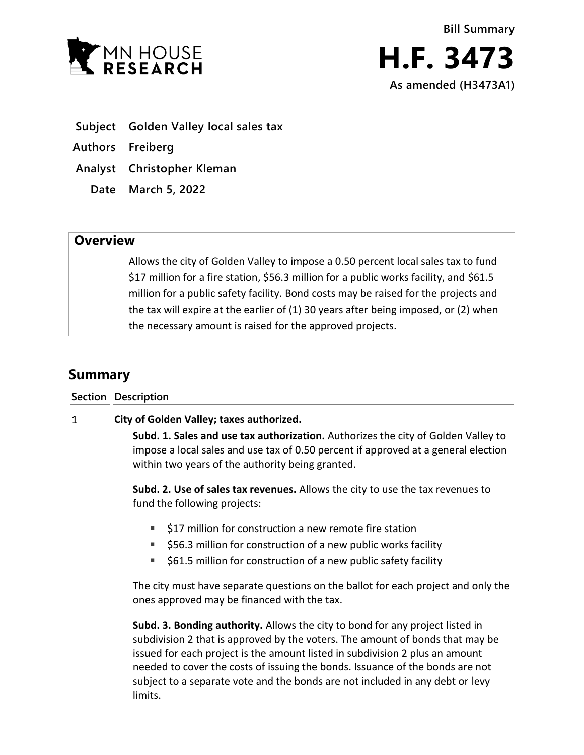MN HOUSE RESEARCH

Bill Summary

# H.F. 3473

As amended (H3473A1)

| | |
|---|---|
| **Subject** | **Golden Valley local sales tax** |
| **Authors** | **Freiberg** |
| **Analyst** | **Christopher Kleman** |
| **Date** | **March 5, 2022** |

## Overview

Allows the city of Golden Valley to impose a 0.50 percent local sales tax to fund $17 million for a fire station, $56.3 million for a public works facility, and $61.5 million for a public safety facility. Bond costs may be raised for the projects and the tax will expire at the earlier of (1) 30 years after being imposed, or (2) when the necessary amount is raised for the approved projects.

## Summary

**Section Description**

1 **City of Golden Valley; taxes authorized.**

**Subd. 1. Sales and use tax authorization.** Authorizes the city of Golden Valley to impose a local sales and use tax of 0.50 percent if approved at a general election within two years of the authority being granted.

**Subd. 2. Use of sales tax revenues.** Allows the city to use the tax revenues to fund the following projects:

- $17 million for construction a new remote fire station
- $56.3 million for construction of a new public works facility
- $61.5 million for construction of a new public safety facility

The city must have separate questions on the ballot for each project and only the ones approved may be financed with the tax.

**Subd. 3. Bonding authority.** Allows the city to bond for any project listed in subdivision 2 that is approved by the voters. The amount of bonds that may be issued for each project is the amount listed in subdivision 2 plus an amount needed to cover the costs of issuing the bonds. Issuance of the bonds are not subject to a separate vote and the bonds are not included in any debt or levy limits.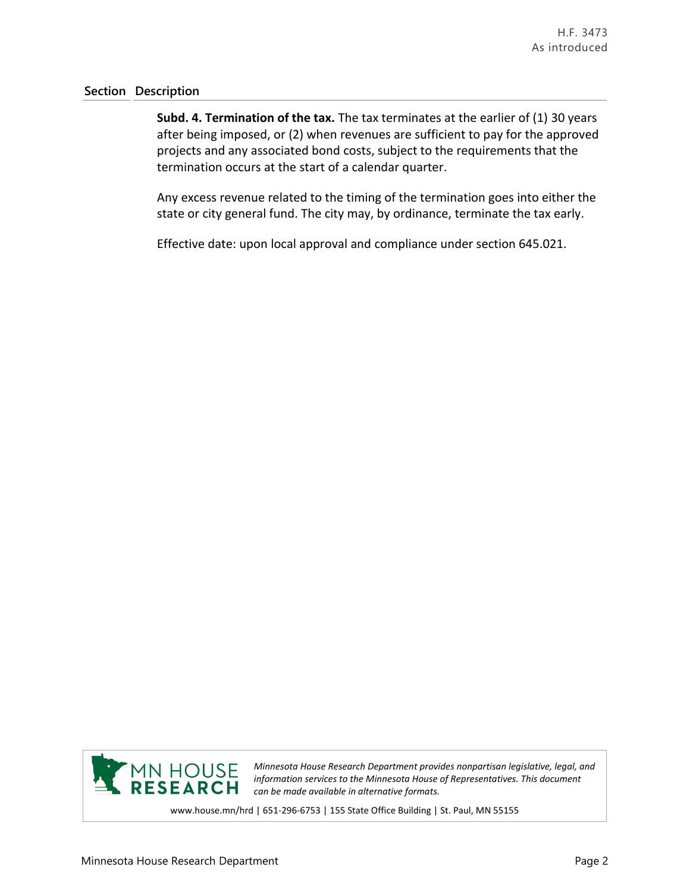| Section | Description |
|---|---|
| | **Subd. 4. Termination of the tax.** The tax terminates at the earlier of (1) 30 years after being imposed, or (2) when revenues are sufficient to pay for the approved projects and any associated bond costs, subject to the requirements that the termination occurs at the start of a calendar quarter.<br><br>Any excess revenue related to the timing of the termination goes into either the state or city general fund. The city may, by ordinance, terminate the tax early.<br><br>Effective date: upon local approval and compliance under section 645.021. |

MN HOUSE RESEARCH

*Minnesota House Research Department provides nonpartisan legislative, legal, and information services to the Minnesota House of Representatives. This document can be made available in alternative formats.*

www.house.mn/hrd | 651-296-6753 | 155 State Office Building | St. Paul, MN 55155